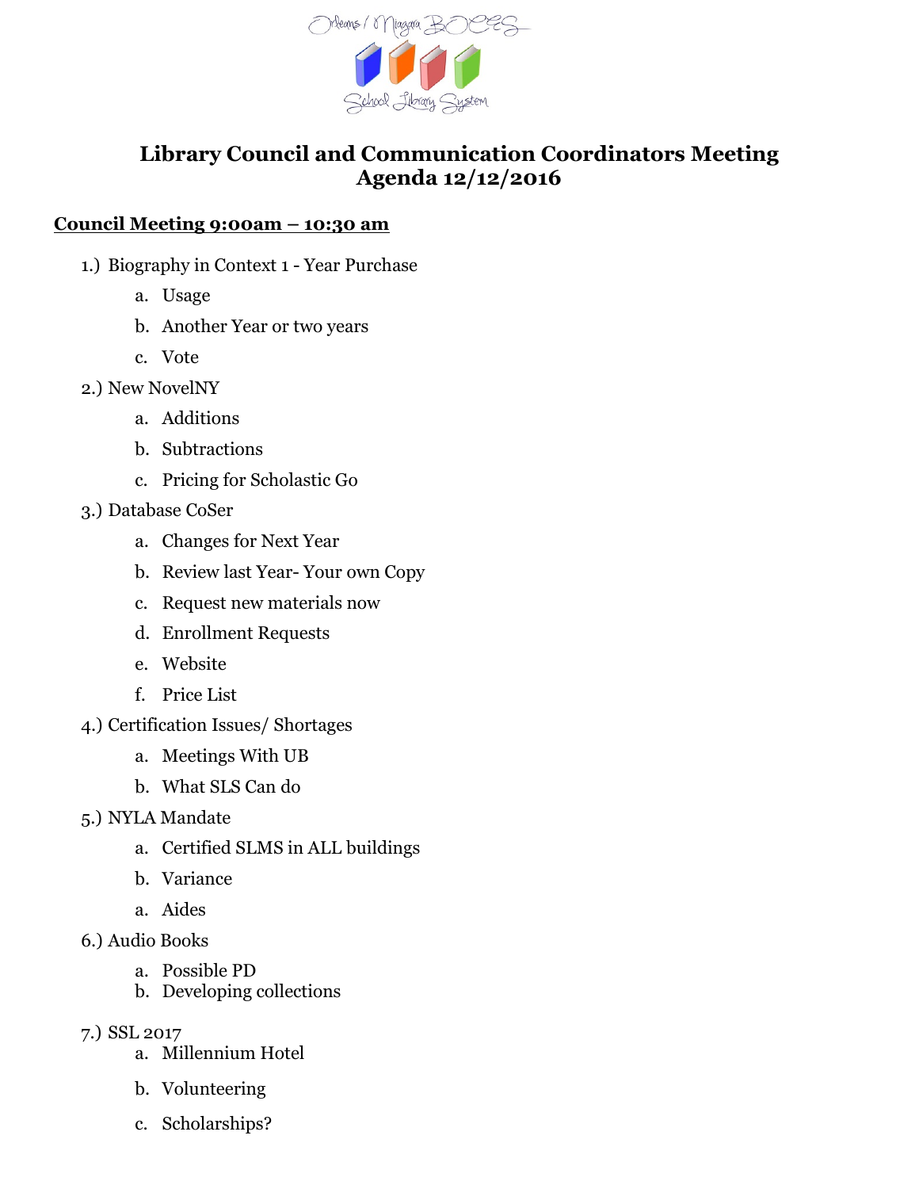# Library Council and Communication Coordinators Meeting
# Agenda 12/12/2016

**<u>Council Meeting 9:00am – 10:30 am</u>**

1.) Biography in Context 1 - Year Purchase
   a. Usage
   b. Another Year or two years
   c. Vote

2.) New NovelNY
   a. Additions
   b. Subtractions
   c. Pricing for Scholastic Go

3.) Database CoSer
   a. Changes for Next Year
   b. Review last Year- Your own Copy
   c. Request new materials now
   d. Enrollment Requests
   e. Website
   f. Price List

4.) Certification Issues/ Shortages
   a. Meetings With UB
   b. What SLS Can do

5.) NYLA Mandate
   a. Certified SLMS in ALL buildings
   b. Variance
   a. Aides

6.) Audio Books
   a. Possible PD
   b. Developing collections

7.) SSL 2017
   a. Millennium Hotel
   b. Volunteering
   c. Scholarships?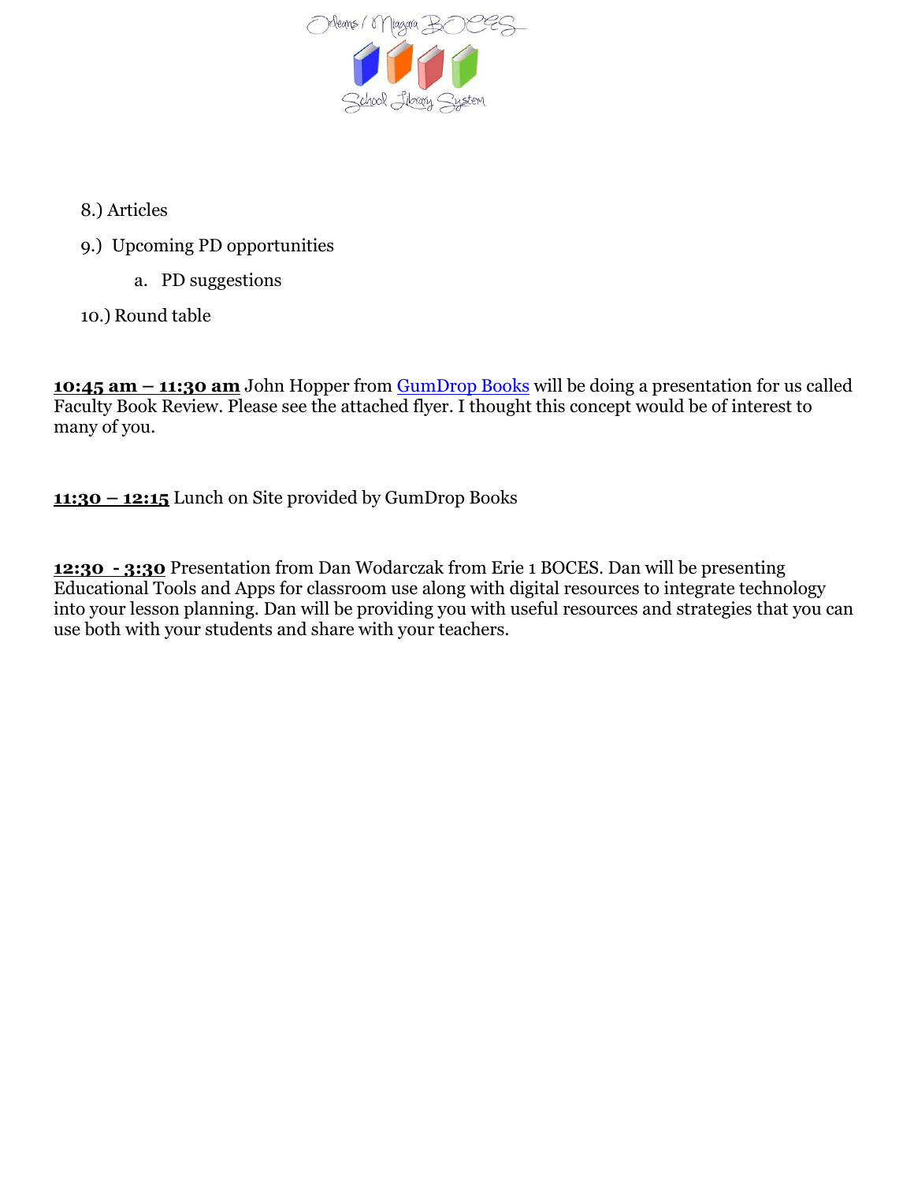8.) Articles

9.) Upcoming PD opportunities

   a. PD suggestions

10.) Round table

**10:45 am – 11:30 am** John Hopper from [GumDrop Books] will be doing a presentation for us called Faculty Book Review. Please see the attached flyer. I thought this concept would be of interest to many of you.

**11:30 – 12:15** Lunch on Site provided by GumDrop Books

**12:30 - 3:30** Presentation from Dan Wodarczak from Erie 1 BOCES. Dan will be presenting Educational Tools and Apps for classroom use along with digital resources to integrate technology into your lesson planning. Dan will be providing you with useful resources and strategies that you can use both with your students and share with your teachers.